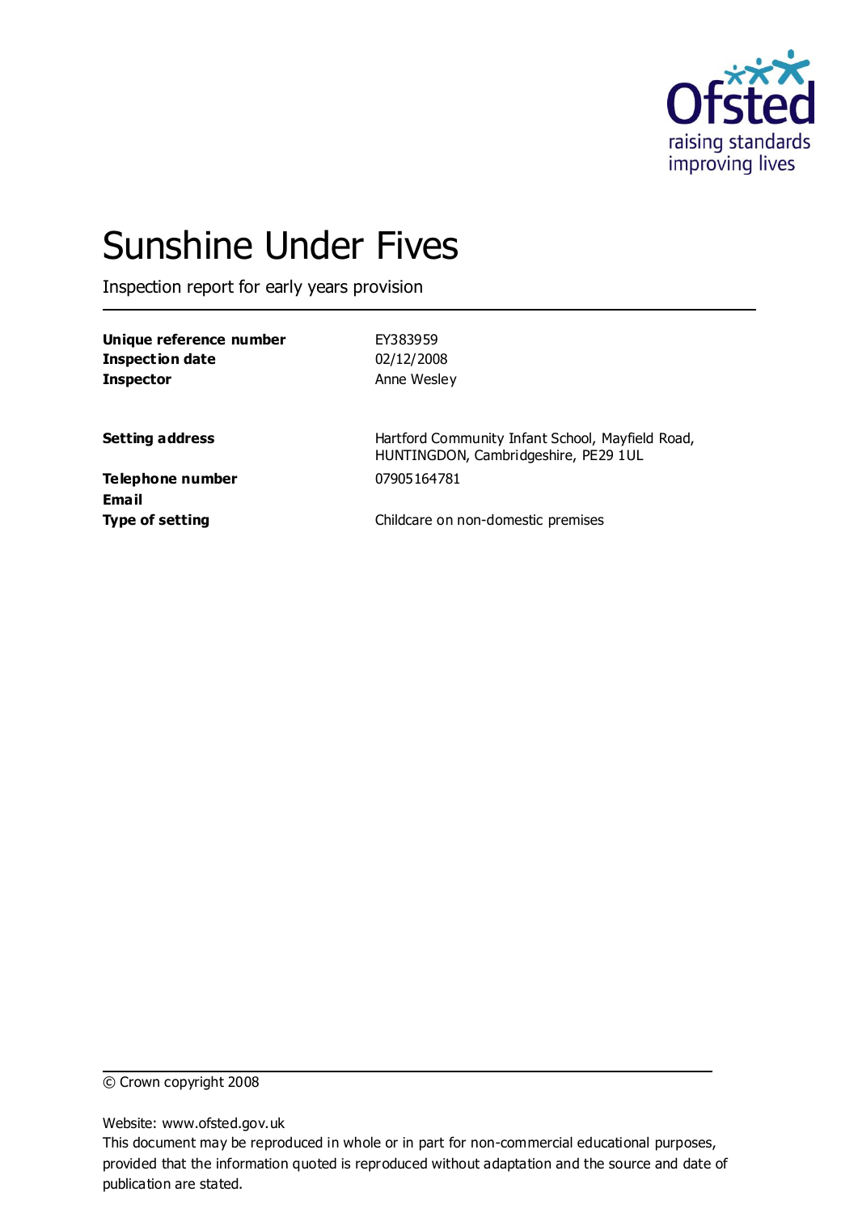Ofsted
raising standards
improving lives

# Sunshine Under Fives

Inspection report for early years provision

| | |
|---|---|
| **Unique reference number** | EY383959 |
| **Inspection date** | 02/12/2008 |
| **Inspector** | Anne Wesley |
| | |
| **Setting address** | Hartford Community Infant School, Mayfield Road, HUNTINGDON, Cambridgeshire, PE29 1UL |
| **Telephone number** | 07905164781 |
| **Email** | |
| **Type of setting** | Childcare on non-domestic premises |

© Crown copyright 2008

Website: www.ofsted.gov.uk

This document may be reproduced in whole or in part for non-commercial educational purposes, provided that the information quoted is reproduced without adaptation and the source and date of publication are stated.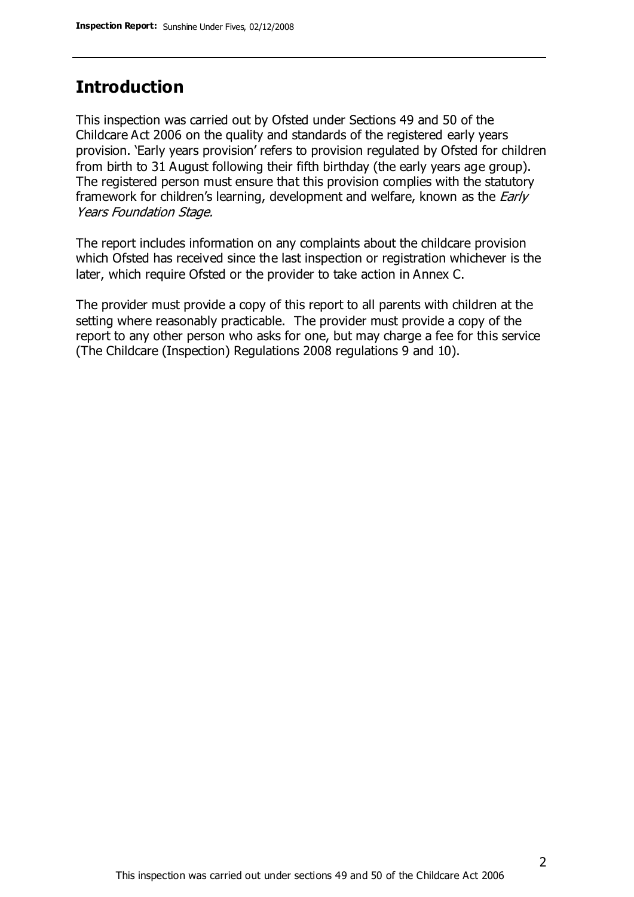## Introduction

This inspection was carried out by Ofsted under Sections 49 and 50 of the Childcare Act 2006 on the quality and standards of the registered early years provision. 'Early years provision' refers to provision regulated by Ofsted for children from birth to 31 August following their fifth birthday (the early years age group). The registered person must ensure that this provision complies with the statutory framework for children's learning, development and welfare, known as the *Early Years Foundation Stage.*

The report includes information on any complaints about the childcare provision which Ofsted has received since the last inspection or registration whichever is the later, which require Ofsted or the provider to take action in Annex C.

The provider must provide a copy of this report to all parents with children at the setting where reasonably practicable. The provider must provide a copy of the report to any other person who asks for one, but may charge a fee for this service (The Childcare (Inspection) Regulations 2008 regulations 9 and 10).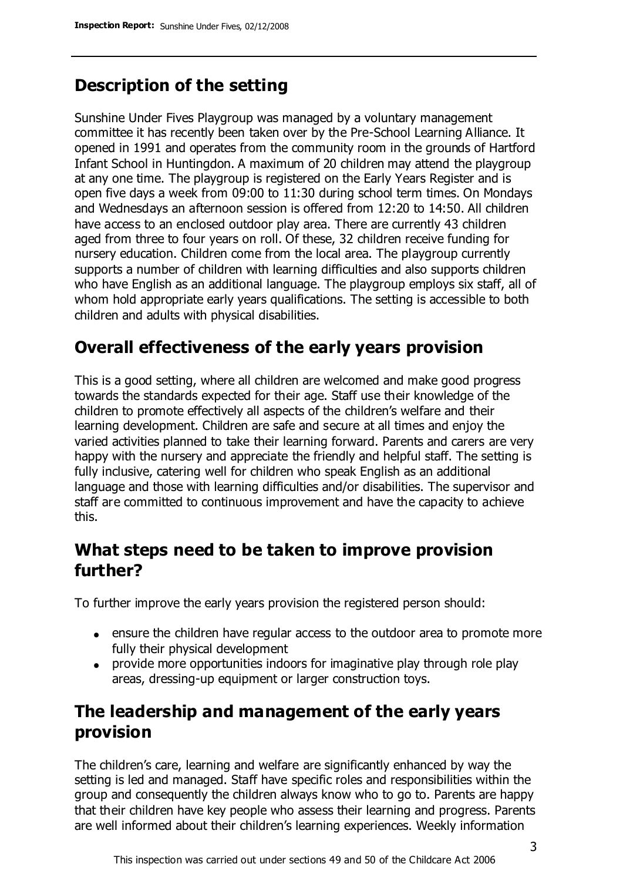## Description of the setting

Sunshine Under Fives Playgroup was managed by a voluntary management committee it has recently been taken over by the Pre-School Learning Alliance. It opened in 1991 and operates from the community room in the grounds of Hartford Infant School in Huntingdon. A maximum of 20 children may attend the playgroup at any one time. The playgroup is registered on the Early Years Register and is open five days a week from 09:00 to 11:30 during school term times. On Mondays and Wednesdays an afternoon session is offered from 12:20 to 14:50. All children have access to an enclosed outdoor play area. There are currently 43 children aged from three to four years on roll. Of these, 32 children receive funding for nursery education. Children come from the local area. The playgroup currently supports a number of children with learning difficulties and also supports children who have English as an additional language. The playgroup employs six staff, all of whom hold appropriate early years qualifications. The setting is accessible to both children and adults with physical disabilities.

## Overall effectiveness of the early years provision

This is a good setting, where all children are welcomed and make good progress towards the standards expected for their age. Staff use their knowledge of the children to promote effectively all aspects of the children's welfare and their learning development. Children are safe and secure at all times and enjoy the varied activities planned to take their learning forward. Parents and carers are very happy with the nursery and appreciate the friendly and helpful staff. The setting is fully inclusive, catering well for children who speak English as an additional language and those with learning difficulties and/or disabilities. The supervisor and staff are committed to continuous improvement and have the capacity to achieve this.

## What steps need to be taken to improve provision further?

To further improve the early years provision the registered person should:

- ensure the children have regular access to the outdoor area to promote more fully their physical development
- provide more opportunities indoors for imaginative play through role play areas, dressing-up equipment or larger construction toys.

## The leadership and management of the early years provision

The children's care, learning and welfare are significantly enhanced by way the setting is led and managed. Staff have specific roles and responsibilities within the group and consequently the children always know who to go to. Parents are happy that their children have key people who assess their learning and progress. Parents are well informed about their children's learning experiences. Weekly information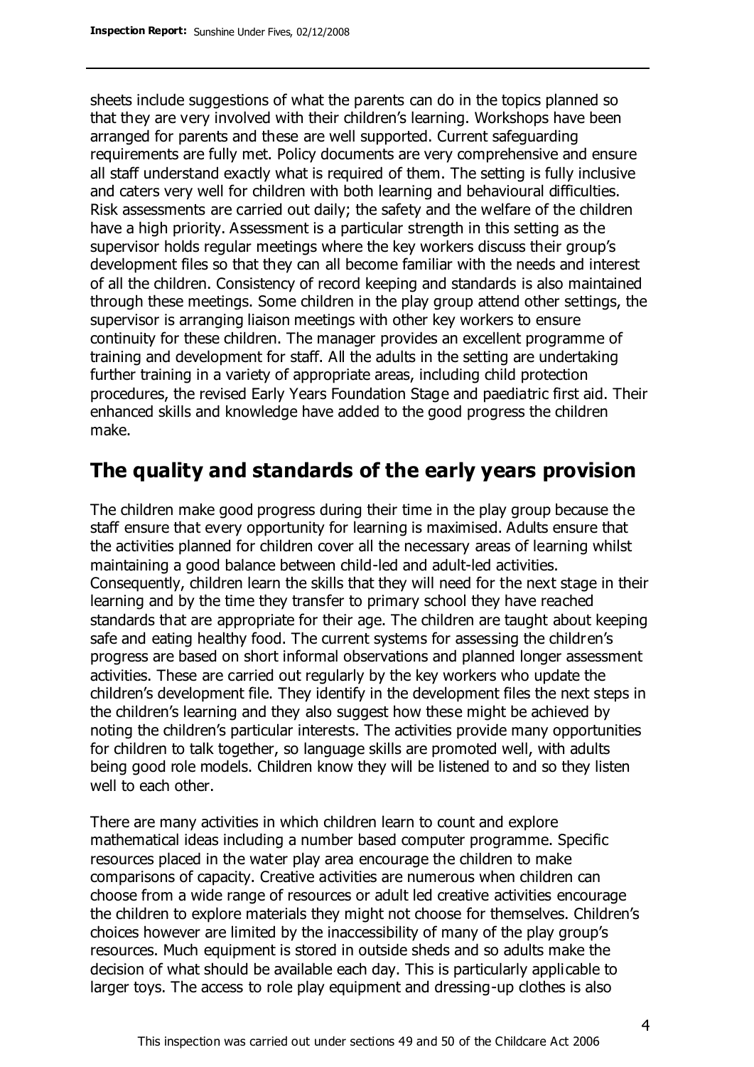sheets include suggestions of what the parents can do in the topics planned so that they are very involved with their children's learning. Workshops have been arranged for parents and these are well supported. Current safeguarding requirements are fully met. Policy documents are very comprehensive and ensure all staff understand exactly what is required of them. The setting is fully inclusive and caters very well for children with both learning and behavioural difficulties. Risk assessments are carried out daily; the safety and the welfare of the children have a high priority. Assessment is a particular strength in this setting as the supervisor holds regular meetings where the key workers discuss their group's development files so that they can all become familiar with the needs and interest of all the children. Consistency of record keeping and standards is also maintained through these meetings. Some children in the play group attend other settings, the supervisor is arranging liaison meetings with other key workers to ensure continuity for these children. The manager provides an excellent programme of training and development for staff. All the adults in the setting are undertaking further training in a variety of appropriate areas, including child protection procedures, the revised Early Years Foundation Stage and paediatric first aid. Their enhanced skills and knowledge have added to the good progress the children make.

## The quality and standards of the early years provision

The children make good progress during their time in the play group because the staff ensure that every opportunity for learning is maximised. Adults ensure that the activities planned for children cover all the necessary areas of learning whilst maintaining a good balance between child-led and adult-led activities. Consequently, children learn the skills that they will need for the next stage in their learning and by the time they transfer to primary school they have reached standards that are appropriate for their age. The children are taught about keeping safe and eating healthy food. The current systems for assessing the children's progress are based on short informal observations and planned longer assessment activities. These are carried out regularly by the key workers who update the children's development file. They identify in the development files the next steps in the children's learning and they also suggest how these might be achieved by noting the children's particular interests. The activities provide many opportunities for children to talk together, so language skills are promoted well, with adults being good role models. Children know they will be listened to and so they listen well to each other.

There are many activities in which children learn to count and explore mathematical ideas including a number based computer programme. Specific resources placed in the water play area encourage the children to make comparisons of capacity. Creative activities are numerous when children can choose from a wide range of resources or adult led creative activities encourage the children to explore materials they might not choose for themselves. Children's choices however are limited by the inaccessibility of many of the play group's resources. Much equipment is stored in outside sheds and so adults make the decision of what should be available each day. This is particularly applicable to larger toys. The access to role play equipment and dressing-up clothes is also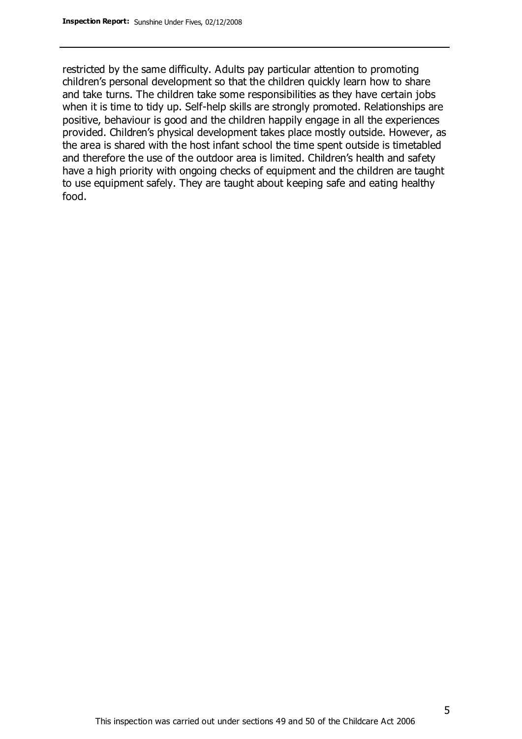restricted by the same difficulty. Adults pay particular attention to promoting children's personal development so that the children quickly learn how to share and take turns. The children take some responsibilities as they have certain jobs when it is time to tidy up. Self-help skills are strongly promoted. Relationships are positive, behaviour is good and the children happily engage in all the experiences provided. Children's physical development takes place mostly outside. However, as the area is shared with the host infant school the time spent outside is timetabled and therefore the use of the outdoor area is limited. Children's health and safety have a high priority with ongoing checks of equipment and the children are taught to use equipment safely. They are taught about keeping safe and eating healthy food.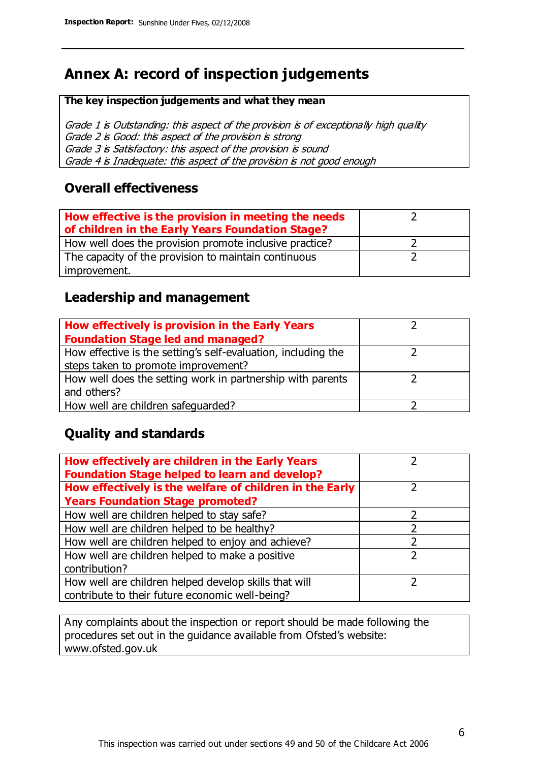# Annex A: record of inspection judgements

**The key inspection judgements and what they mean**

*Grade 1 is Outstanding: this aspect of the provision is of exceptionally high quality*
*Grade 2 is Good: this aspect of the provision is strong*
*Grade 3 is Satisfactory: this aspect of the provision is sound*
*Grade 4 is Inadequate: this aspect of the provision is not good enough*

## Overall effectiveness

| | |
|---|---|
| **How effective is the provision in meeting the needs of children in the Early Years Foundation Stage?** | 2 |
| How well does the provision promote inclusive practice? | 2 |
| The capacity of the provision to maintain continuous improvement. | 2 |

## Leadership and management

| | |
|---|---|
| **How effectively is provision in the Early Years Foundation Stage led and managed?** | 2 |
| How effective is the setting's self-evaluation, including the steps taken to promote improvement? | 2 |
| How well does the setting work in partnership with parents and others? | 2 |
| How well are children safeguarded? | 2 |

## Quality and standards

| | |
|---|---|
| **How effectively are children in the Early Years Foundation Stage helped to learn and develop?** | 2 |
| **How effectively is the welfare of children in the Early Years Foundation Stage promoted?** | 2 |
| How well are children helped to stay safe? | 2 |
| How well are children helped to be healthy? | 2 |
| How well are children helped to enjoy and achieve? | 2 |
| How well are children helped to make a positive contribution? | 2 |
| How well are children helped develop skills that will contribute to their future economic well-being? | 2 |

Any complaints about the inspection or report should be made following the procedures set out in the guidance available from Ofsted's website: www.ofsted.gov.uk

This inspection was carried out under sections 49 and 50 of the Childcare Act 2006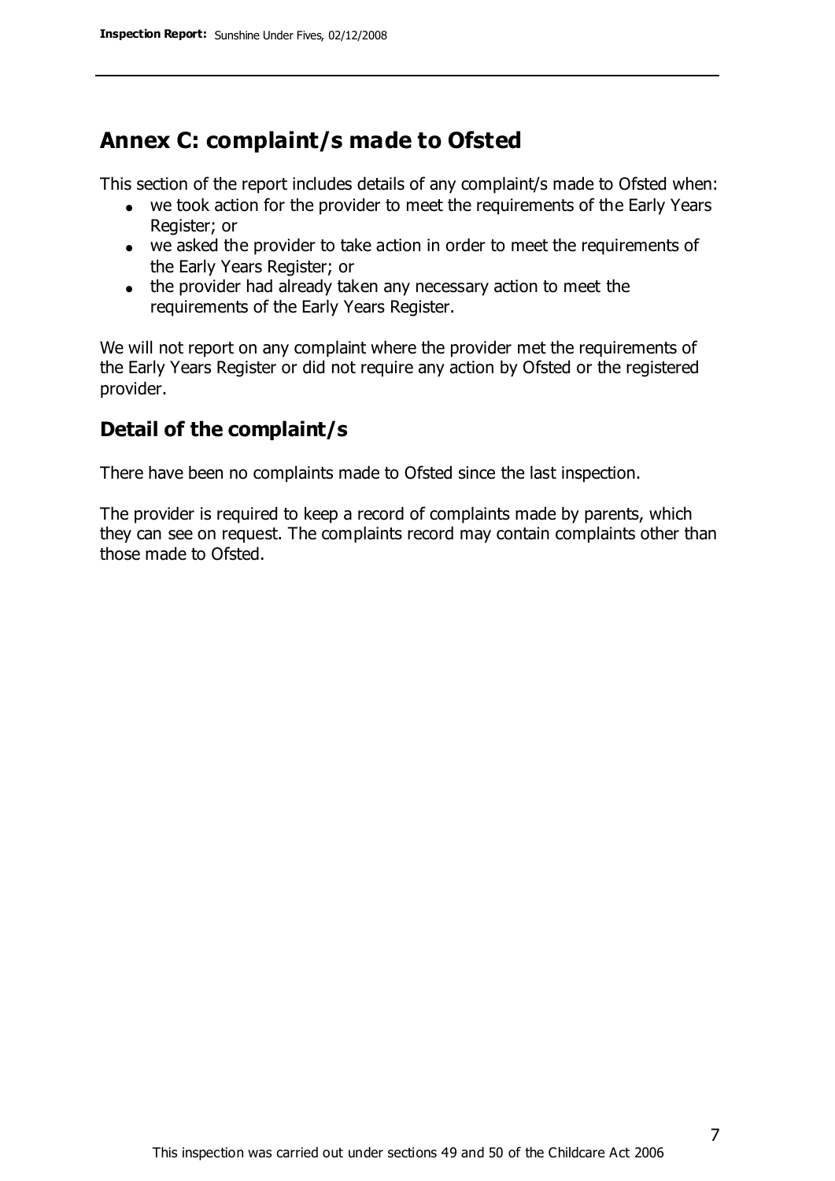## Annex C: complaint/s made to Ofsted

This section of the report includes details of any complaint/s made to Ofsted when:

- we took action for the provider to meet the requirements of the Early Years Register; or
- we asked the provider to take action in order to meet the requirements of the Early Years Register; or
- the provider had already taken any necessary action to meet the requirements of the Early Years Register.

We will not report on any complaint where the provider met the requirements of the Early Years Register or did not require any action by Ofsted or the registered provider.

### Detail of the complaint/s

There have been no complaints made to Ofsted since the last inspection.

The provider is required to keep a record of complaints made by parents, which they can see on request. The complaints record may contain complaints other than those made to Ofsted.